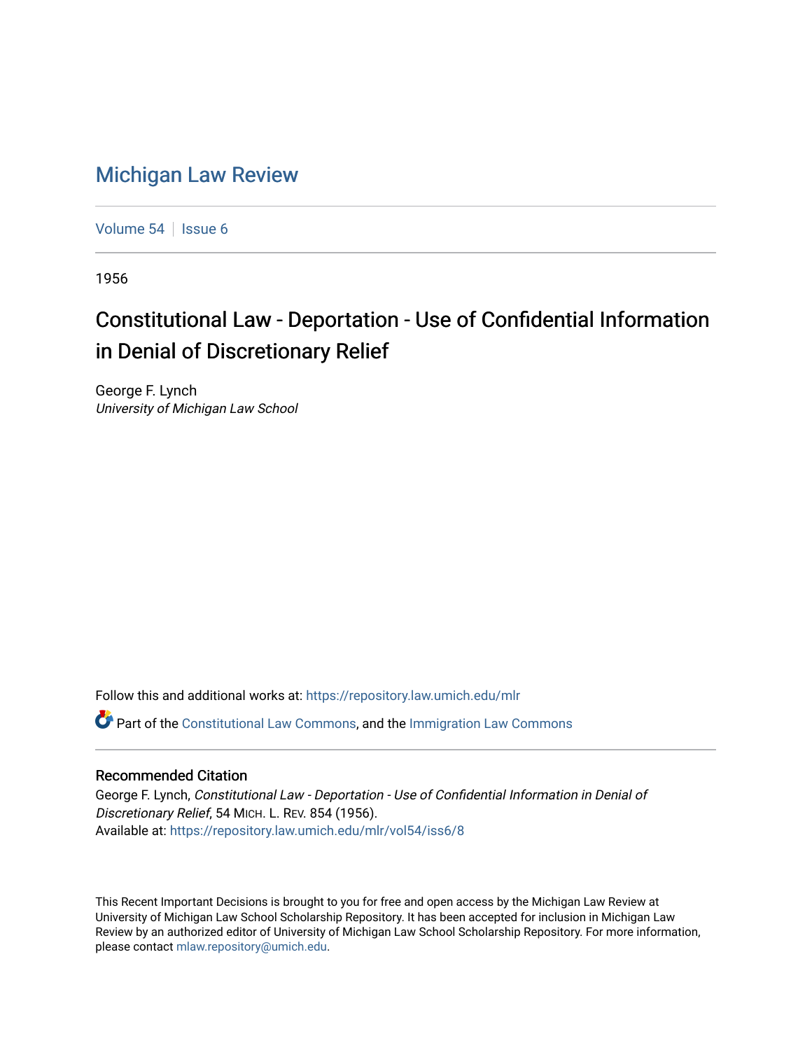# Michigan Law Review

Volume 54 | Issue 6

1956

## Constitutional Law - Deportation - Use of Confidential Information in Denial of Discretionary Relief

George F. Lynch
*University of Michigan Law School*

Follow this and additional works at: https://repository.law.umich.edu/mlr

Part of the Constitutional Law Commons, and the Immigration Law Commons

### Recommended Citation

George F. Lynch, *Constitutional Law - Deportation - Use of Confidential Information in Denial of Discretionary Relief*, 54 MICH. L. REV. 854 (1956).
Available at: https://repository.law.umich.edu/mlr/vol54/iss6/8

This Recent Important Decisions is brought to you for free and open access by the Michigan Law Review at University of Michigan Law School Scholarship Repository. It has been accepted for inclusion in Michigan Law Review by an authorized editor of University of Michigan Law School Scholarship Repository. For more information, please contact mlaw.repository@umich.edu.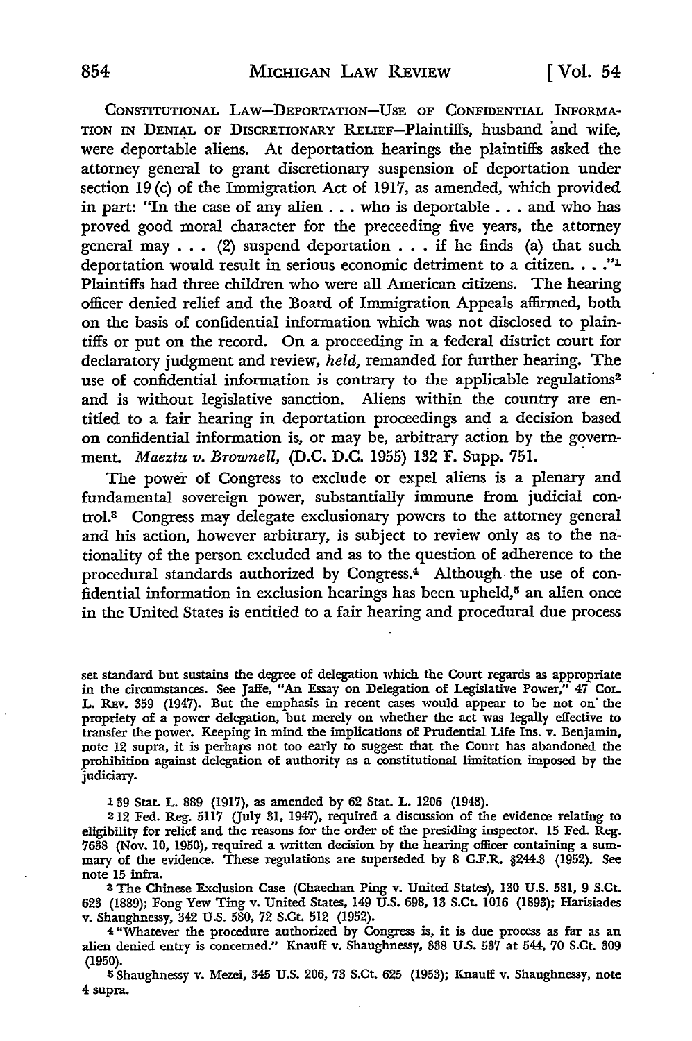CONSTITUTIONAL LAW—DEPORTATION—USE OF CONFIDENTIAL INFORMATION IN DENIAL OF DISCRETIONARY RELIEF—Plaintiffs, husband and wife, were deportable aliens. At deportation hearings the plaintiffs asked the attorney general to grant discretionary suspension of deportation under section 19 (c) of the Immigration Act of 1917, as amended, which provided in part: "In the case of any alien . . . who is deportable . . . and who has proved good moral character for the preceeding five years, the attorney general may . . . (2) suspend deportation . . . if he finds (a) that such deportation would result in serious economic detriment to a citizen. . . ."[1] Plaintiffs had three children who were all American citizens. The hearing officer denied relief and the Board of Immigration Appeals affirmed, both on the basis of confidential information which was not disclosed to plaintiffs or put on the record. On a proceeding in a federal district court for declaratory judgment and review, *held,* remanded for further hearing. The use of confidential information is contrary to the applicable regulations[2] and is without legislative sanction. Aliens within the country are entitled to a fair hearing in deportation proceedings and a decision based on confidential information is, or may be, arbitrary action by the government. *Maeztu v. Brownell,* (D.C. D.C. 1955) 132 F. Supp. 751.

The power of Congress to exclude or expel aliens is a plenary and fundamental sovereign power, substantially immune from judicial control.[3] Congress may delegate exclusionary powers to the attorney general and his action, however arbitrary, is subject to review only as to the nationality of the person excluded and as to the question of adherence to the procedural standards authorized by Congress.[4] Although the use of confidential information in exclusion hearings has been upheld,[5] an alien once in the United States is entitled to a fair hearing and procedural due process

set standard but sustains the degree of delegation which the Court regards as appropriate in the circumstances. See Jaffe, "An Essay on Delegation of Legislative Power," 47 COL. L. REV. 359 (1947). But the emphasis in recent cases would appear to be not on the propriety of a power delegation, but merely on whether the act was legally effective to transfer the power. Keeping in mind the implications of Prudential Life Ins. v. Benjamin, note 12 supra, it is perhaps not too early to suggest that the Court has abandoned the prohibition against delegation of authority as a constitutional limitation imposed by the judiciary.

[1] 39 Stat. L. 889 (1917), as amended by 62 Stat. L. 1206 (1948).

[2] 12 Fed. Reg. 5117 (July 31, 1947), required a discussion of the evidence relating to eligibility for relief and the reasons for the order of the presiding inspector. 15 Fed. Reg. 7638 (Nov. 10, 1950), required a written decision by the hearing officer containing a summary of the evidence. These regulations are superseded by 8 C.F.R. §244.3 (1952). See note 15 infra.

[3] The Chinese Exclusion Case (Chaechan Ping v. United States), 130 U.S. 581, 9 S.Ct. 623 (1889); Fong Yew Ting v. United States, 149 U.S. 698, 13 S.Ct. 1016 (1893); Harisiades v. Shaughnessy, 342 U.S. 580, 72 S.Ct. 512 (1952).

[4] "Whatever the procedure authorized by Congress is, it is due process as far as an alien denied entry is concerned." Knauff v. Shaughnessy, 338 U.S. 537 at 544, 70 S.Ct. 309 (1950).

[5] Shaughnessy v. Mezei, 345 U.S. 206, 73 S.Ct. 625 (1953); Knauff v. Shaughnessy, note 4 supra.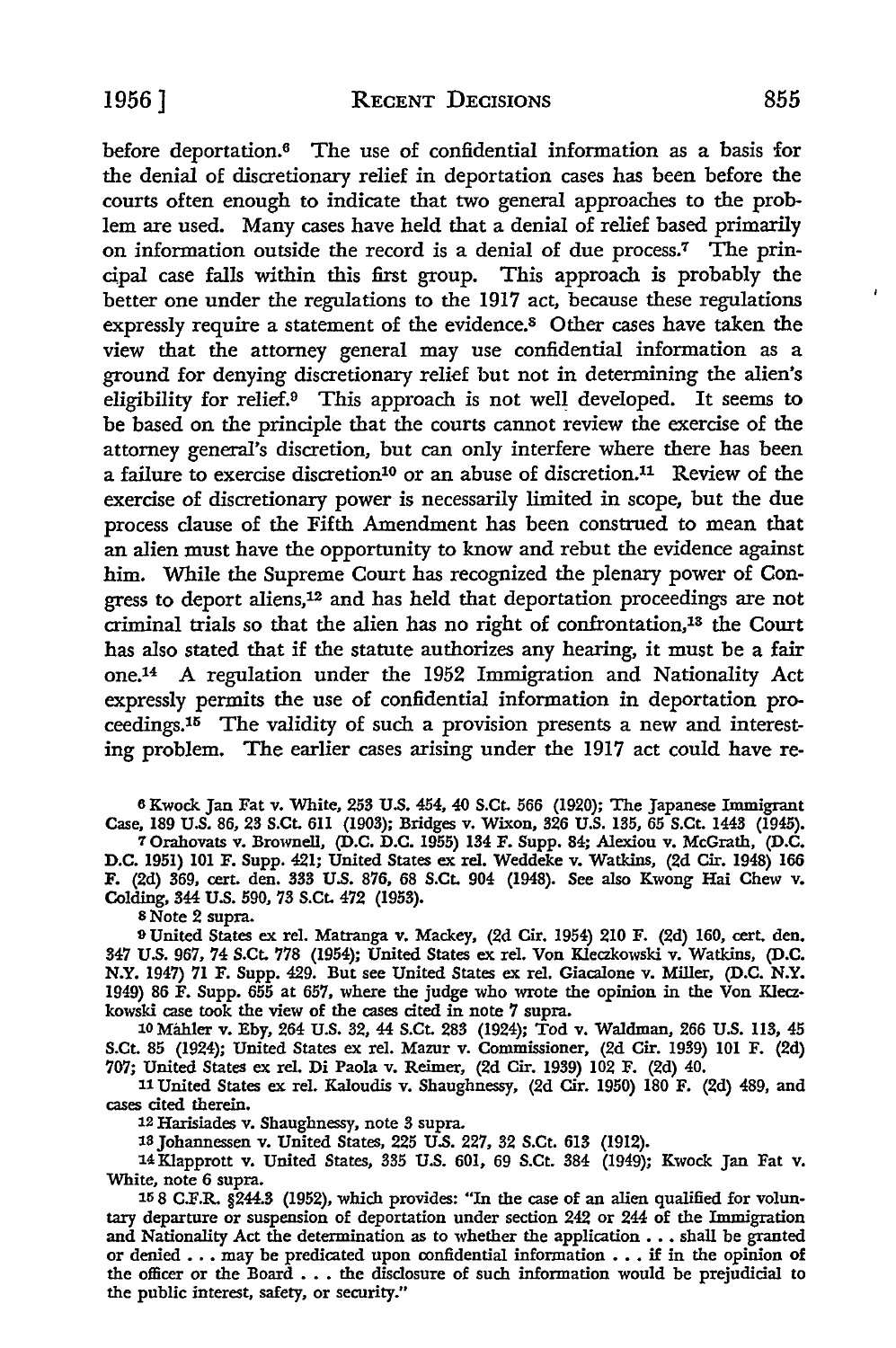before deportation.[6] The use of confidential information as a basis for the denial of discretionary relief in deportation cases has been before the courts often enough to indicate that two general approaches to the problem are used. Many cases have held that a denial of relief based primarily on information outside the record is a denial of due process.[7] The principal case falls within this first group. This approach is probably the better one under the regulations to the 1917 act, because these regulations expressly require a statement of the evidence.[8] Other cases have taken the view that the attorney general may use confidential information as a ground for denying discretionary relief but not in determining the alien's eligibility for relief.[9] This approach is not well developed. It seems to be based on the principle that the courts cannot review the exercise of the attorney general's discretion, but can only interfere where there has been a failure to exercise discretion[10] or an abuse of discretion.[11] Review of the exercise of discretionary power is necessarily limited in scope, but the due process clause of the Fifth Amendment has been construed to mean that an alien must have the opportunity to know and rebut the evidence against him. While the Supreme Court has recognized the plenary power of Congress to deport aliens,[12] and has held that deportation proceedings are not criminal trials so that the alien has no right of confrontation,[13] the Court has also stated that if the statute authorizes any hearing, it must be a fair one.[14] A regulation under the 1952 Immigration and Nationality Act expressly permits the use of confidential information in deportation proceedings.[15] The validity of such a provision presents a new and interesting problem. The earlier cases arising under the 1917 act could have re-

[6] Kwock Jan Fat v. White, 253 U.S. 454, 40 S.Ct. 566 (1920); The Japanese Immigrant Case, 189 U.S. 86, 23 S.Ct. 611 (1903); Bridges v. Wixon, 326 U.S. 135, 65 S.Ct. 1443 (1945).

[7] Orahovats v. Brownell, (D.C. D.C. 1955) 134 F. Supp. 84; Alexiou v. McGrath, (D.C. D.C. 1951) 101 F. Supp. 421; United States ex rel. Weddeke v. Watkins, (2d Cir. 1948) 166 F. (2d) 369, cert. den. 333 U.S. 876, 68 S.Ct. 904 (1948). See also Kwong Hai Chew v. Colding, 344 U.S. 590, 73 S.Ct. 472 (1953).

[8] Note 2 supra.

[9] United States ex rel. Matranga v. Mackey, (2d Cir. 1954) 210 F. (2d) 160, cert. den. 347 U.S. 967, 74 S.Ct. 778 (1954); United States ex rel. Von Kleczkowski v. Watkins, (D.C. N.Y. 1947) 71 F. Supp. 429. But see United States ex rel. Giacalone v. Miller, (D.C. N.Y. 1949) 86 F. Supp. 655 at 657, where the judge who wrote the opinion in the Von Kleczkowski case took the view of the cases cited in note 7 supra.

[10] Mahler v. Eby, 264 U.S. 32, 44 S.Ct. 283 (1924); Tod v. Waldman, 266 U.S. 113, 45 S.Ct. 85 (1924); United States ex rel. Mazur v. Commissioner, (2d Cir. 1939) 101 F. (2d) 707; United States ex rel. Di Paola v. Reimer, (2d Cir. 1939) 102 F. (2d) 40.

[11] United States ex rel. Kaloudis v. Shaughnessy, (2d Cir. 1950) 180 F. (2d) 489, and cases cited therein.

[12] Harisiades v. Shaughnessy, note 3 supra.

[13] Johannessen v. United States, 225 U.S. 227, 32 S.Ct. 613 (1912).

[14] Klapprott v. United States, 335 U.S. 601, 69 S.Ct. 384 (1949); Kwock Jan Fat v. White, note 6 supra.

[15] 8 C.F.R. §244.3 (1952), which provides: "In the case of an alien qualified for voluntary departure or suspension of deportation under section 242 or 244 of the Immigration and Nationality Act the determination as to whether the application . . . shall be granted or denied . . . may be predicated upon confidential information . . . if in the opinion of the officer or the Board . . . the disclosure of such information would be prejudicial to the public interest, safety, or security."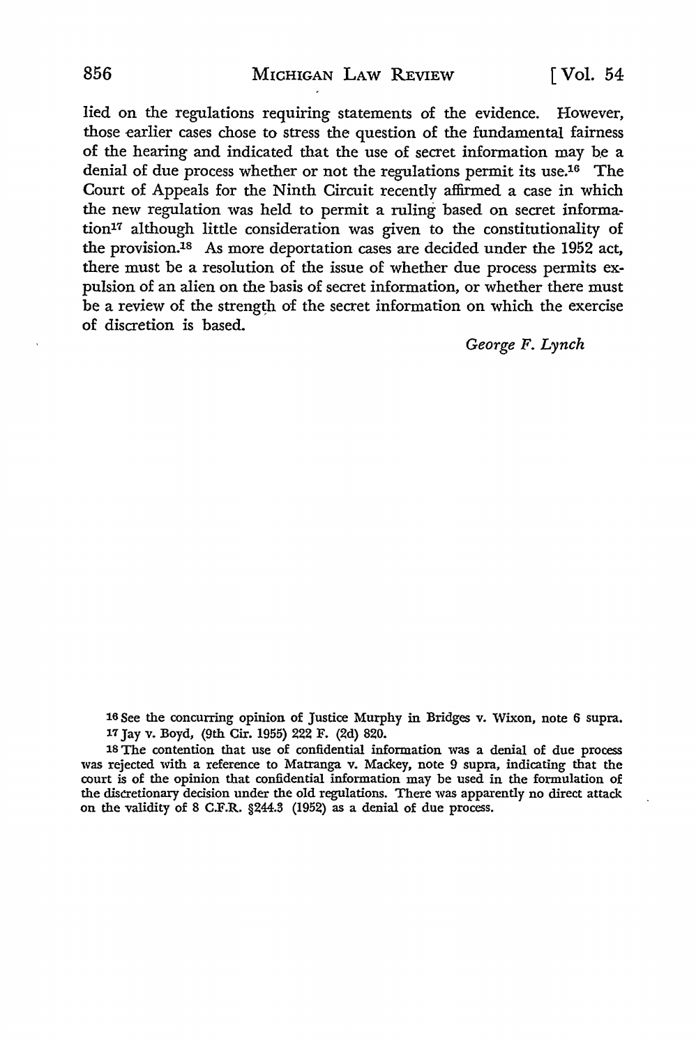lied on the regulations requiring statements of the evidence. However, those earlier cases chose to stress the question of the fundamental fairness of the hearing and indicated that the use of secret information may be a denial of due process whether or not the regulations permit its use.[16] The Court of Appeals for the Ninth Circuit recently affirmed a case in which the new regulation was held to permit a ruling based on secret information[17] although little consideration was given to the constitutionality of the provision.[18] As more deportation cases are decided under the 1952 act, there must be a resolution of the issue of whether due process permits expulsion of an alien on the basis of secret information, or whether there must be a review of the strength of the secret information on which the exercise of discretion is based.

*George F. Lynch*

---

[16] See the concurring opinion of Justice Murphy in Bridges v. Wixon, note 6 supra.

[17] Jay v. Boyd, (9th Cir. 1955) 222 F. (2d) 820.

[18] The contention that use of confidential information was a denial of due process was rejected with a reference to Matranga v. Mackey, note 9 supra, indicating that the court is of the opinion that confidential information may be used in the formulation of the discretionary decision under the old regulations. There was apparently no direct attack on the validity of 8 C.F.R. §244.3 (1952) as a denial of due process.